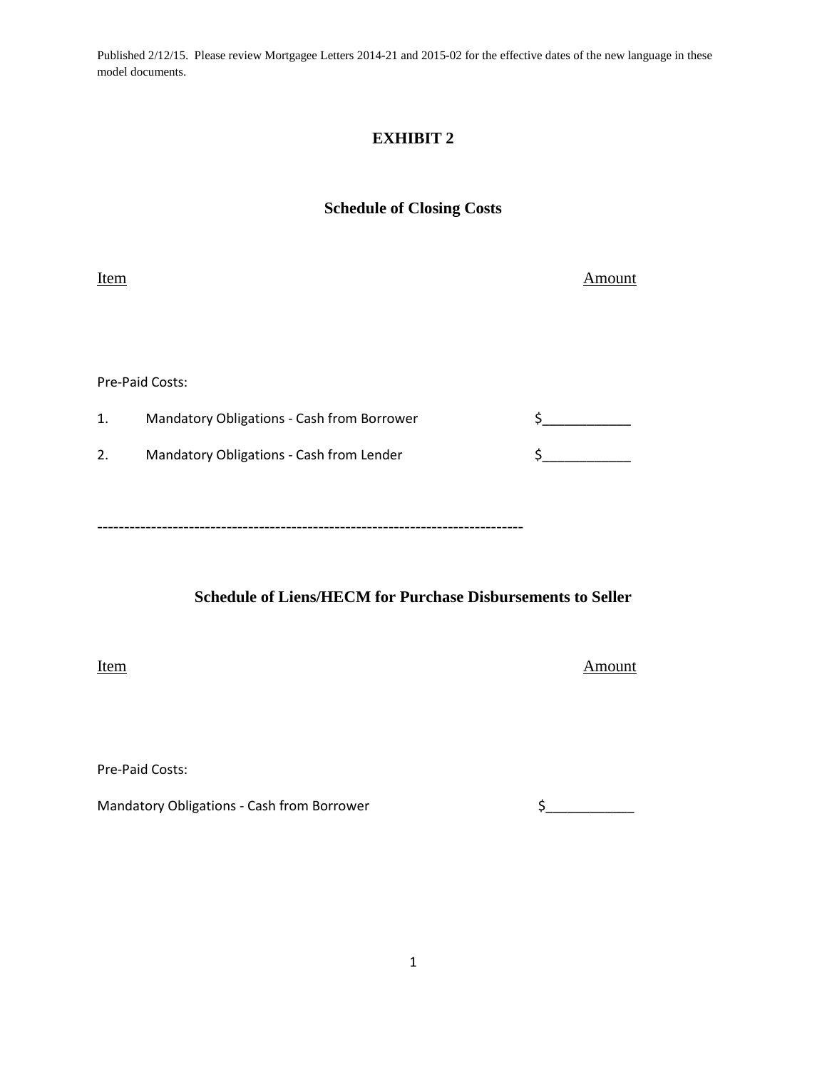Published 2/12/15. Please review Mortgagee Letters 2014-21 and 2015-02 for the effective dates of the new language in these model documents.

# EXHIBIT 2

## Schedule of Closing Costs

| Item | Amount |
|---|---|
| Pre-Paid Costs: | |
| 1. Mandatory Obligations - Cash from Borrower | $___________ |
| 2. Mandatory Obligations - Cash from Lender | $___________ |

------------------------------------------------------------------------------

## Schedule of Liens/HECM for Purchase Disbursements to Seller

| Item | Amount |
|---|---|
| Pre-Paid Costs: | |
| Mandatory Obligations - Cash from Borrower | $___________ |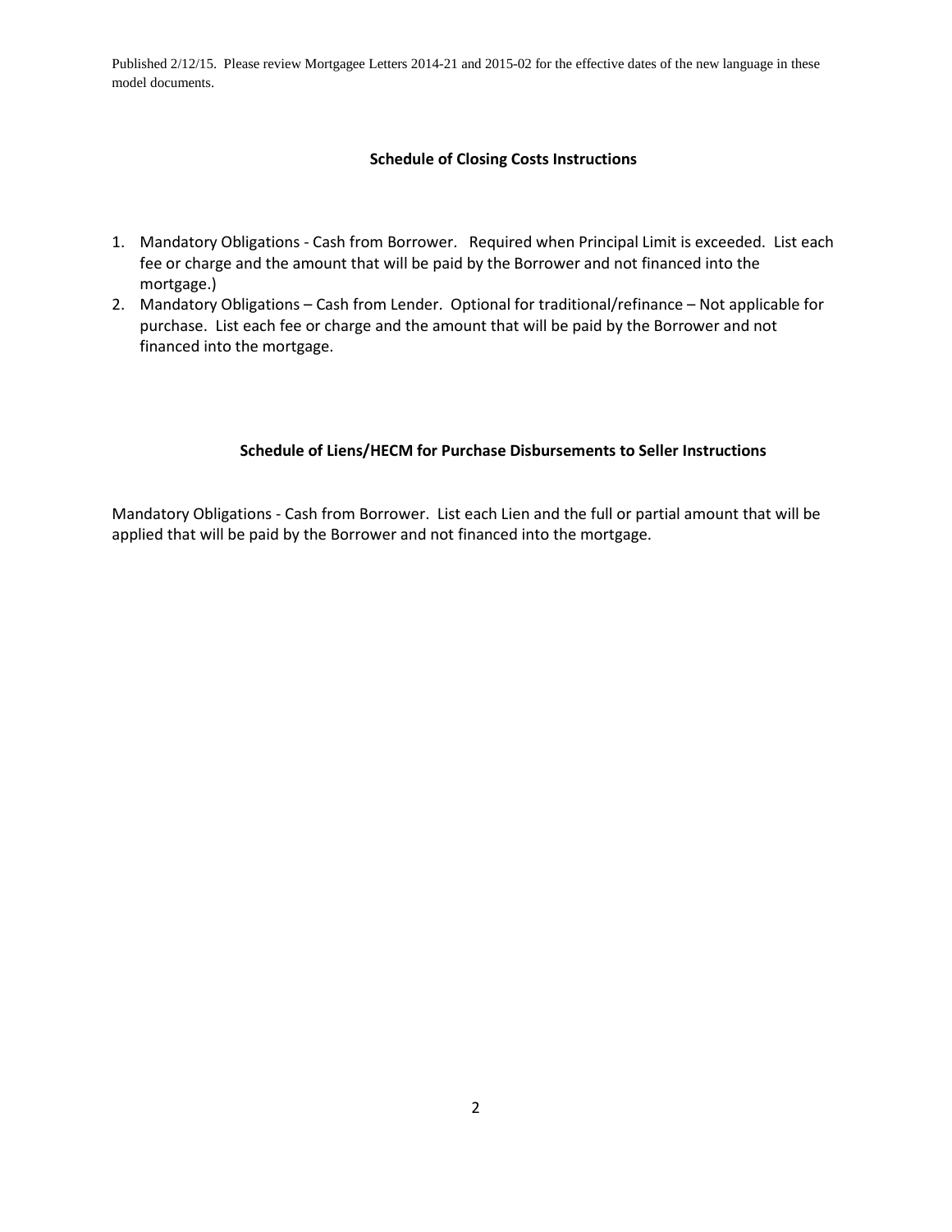Published 2/12/15. Please review Mortgagee Letters 2014-21 and 2015-02 for the effective dates of the new language in these model documents.

### Schedule of Closing Costs Instructions

1. Mandatory Obligations - Cash from Borrower. Required when Principal Limit is exceeded. List each fee or charge and the amount that will be paid by the Borrower and not financed into the mortgage.)
2. Mandatory Obligations – Cash from Lender. Optional for traditional/refinance – Not applicable for purchase. List each fee or charge and the amount that will be paid by the Borrower and not financed into the mortgage.

### Schedule of Liens/HECM for Purchase Disbursements to Seller Instructions

Mandatory Obligations - Cash from Borrower. List each Lien and the full or partial amount that will be applied that will be paid by the Borrower and not financed into the mortgage.